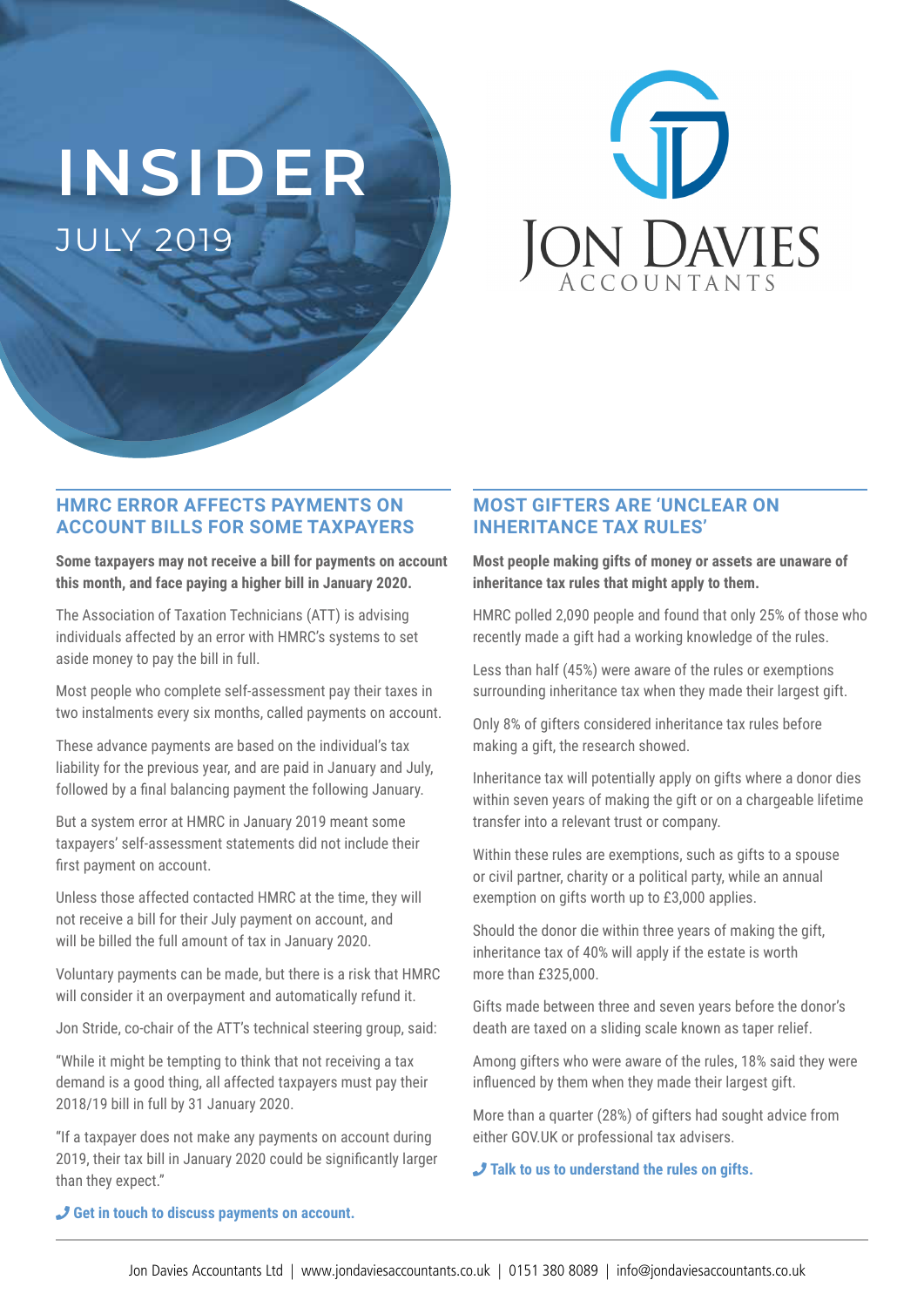# INSIDER

JULY 2019

JON DAVIES ACCOUNTANTS

## HMRC ERROR AFFECTS PAYMENTS ON ACCOUNT BILLS FOR SOME TAXPAYERS

**Some taxpayers may not receive a bill for payments on account this month, and face paying a higher bill in January 2020.**

The Association of Taxation Technicians (ATT) is advising individuals affected by an error with HMRC's systems to set aside money to pay the bill in full.

Most people who complete self-assessment pay their taxes in two instalments every six months, called payments on account.

These advance payments are based on the individual's tax liability for the previous year, and are paid in January and July, followed by a final balancing payment the following January.

But a system error at HMRC in January 2019 meant some taxpayers' self-assessment statements did not include their first payment on account.

Unless those affected contacted HMRC at the time, they will not receive a bill for their July payment on account, and will be billed the full amount of tax in January 2020.

Voluntary payments can be made, but there is a risk that HMRC will consider it an overpayment and automatically refund it.

Jon Stride, co-chair of the ATT's technical steering group, said:

"While it might be tempting to think that not receiving a tax demand is a good thing, all affected taxpayers must pay their 2018/19 bill in full by 31 January 2020.

"If a taxpayer does not make any payments on account during 2019, their tax bill in January 2020 could be significantly larger than they expect."

**Get in touch to discuss payments on account.**

## MOST GIFTERS ARE 'UNCLEAR ON INHERITANCE TAX RULES'

**Most people making gifts of money or assets are unaware of inheritance tax rules that might apply to them.**

HMRC polled 2,090 people and found that only 25% of those who recently made a gift had a working knowledge of the rules.

Less than half (45%) were aware of the rules or exemptions surrounding inheritance tax when they made their largest gift.

Only 8% of gifters considered inheritance tax rules before making a gift, the research showed.

Inheritance tax will potentially apply on gifts where a donor dies within seven years of making the gift or on a chargeable lifetime transfer into a relevant trust or company.

Within these rules are exemptions, such as gifts to a spouse or civil partner, charity or a political party, while an annual exemption on gifts worth up to £3,000 applies.

Should the donor die within three years of making the gift, inheritance tax of 40% will apply if the estate is worth more than £325,000.

Gifts made between three and seven years before the donor's death are taxed on a sliding scale known as taper relief.

Among gifters who were aware of the rules, 18% said they were influenced by them when they made their largest gift.

More than a quarter (28%) of gifters had sought advice from either GOV.UK or professional tax advisers.

**Talk to us to understand the rules on gifts.**

Jon Davies Accountants Ltd | www.jondaviesaccountants.co.uk | 0151 380 8089 | info@jondaviesaccountants.co.uk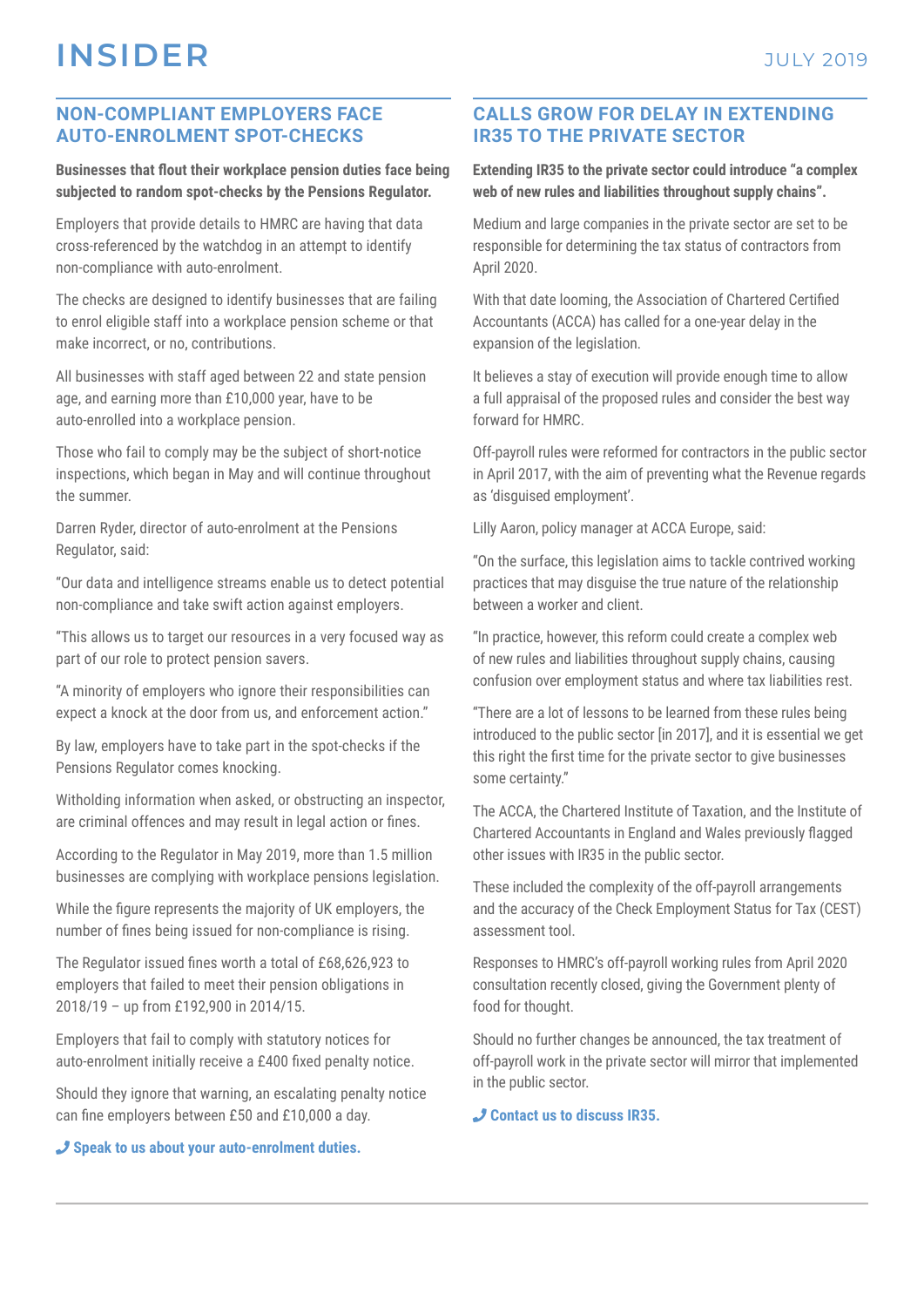# INSIDER

JULY 2019

## NON-COMPLIANT EMPLOYERS FACE AUTO-ENROLMENT SPOT-CHECKS

**Businesses that flout their workplace pension duties face being subjected to random spot-checks by the Pensions Regulator.**

Employers that provide details to HMRC are having that data cross-referenced by the watchdog in an attempt to identify non-compliance with auto-enrolment.

The checks are designed to identify businesses that are failing to enrol eligible staff into a workplace pension scheme or that make incorrect, or no, contributions.

All businesses with staff aged between 22 and state pension age, and earning more than £10,000 year, have to be auto-enrolled into a workplace pension.

Those who fail to comply may be the subject of short-notice inspections, which began in May and will continue throughout the summer.

Darren Ryder, director of auto-enrolment at the Pensions Regulator, said:

"Our data and intelligence streams enable us to detect potential non-compliance and take swift action against employers.

"This allows us to target our resources in a very focused way as part of our role to protect pension savers.

"A minority of employers who ignore their responsibilities can expect a knock at the door from us, and enforcement action."

By law, employers have to take part in the spot-checks if the Pensions Regulator comes knocking.

Witholding information when asked, or obstructing an inspector, are criminal offences and may result in legal action or fines.

According to the Regulator in May 2019, more than 1.5 million businesses are complying with workplace pensions legislation.

While the figure represents the majority of UK employers, the number of fines being issued for non-compliance is rising.

The Regulator issued fines worth a total of £68,626,923 to employers that failed to meet their pension obligations in 2018/19 – up from £192,900 in 2014/15.

Employers that fail to comply with statutory notices for auto-enrolment initially receive a £400 fixed penalty notice.

Should they ignore that warning, an escalating penalty notice can fine employers between £50 and £10,000 a day.

**Speak to us about your auto-enrolment duties.**

## CALLS GROW FOR DELAY IN EXTENDING IR35 TO THE PRIVATE SECTOR

**Extending IR35 to the private sector could introduce "a complex web of new rules and liabilities throughout supply chains".**

Medium and large companies in the private sector are set to be responsible for determining the tax status of contractors from April 2020.

With that date looming, the Association of Chartered Certified Accountants (ACCA) has called for a one-year delay in the expansion of the legislation.

It believes a stay of execution will provide enough time to allow a full appraisal of the proposed rules and consider the best way forward for HMRC.

Off-payroll rules were reformed for contractors in the public sector in April 2017, with the aim of preventing what the Revenue regards as 'disguised employment'.

Lilly Aaron, policy manager at ACCA Europe, said:

"On the surface, this legislation aims to tackle contrived working practices that may disguise the true nature of the relationship between a worker and client.

"In practice, however, this reform could create a complex web of new rules and liabilities throughout supply chains, causing confusion over employment status and where tax liabilities rest.

"There are a lot of lessons to be learned from these rules being introduced to the public sector [in 2017], and it is essential we get this right the first time for the private sector to give businesses some certainty."

The ACCA, the Chartered Institute of Taxation, and the Institute of Chartered Accountants in England and Wales previously flagged other issues with IR35 in the public sector.

These included the complexity of the off-payroll arrangements and the accuracy of the Check Employment Status for Tax (CEST) assessment tool.

Responses to HMRC's off-payroll working rules from April 2020 consultation recently closed, giving the Government plenty of food for thought.

Should no further changes be announced, the tax treatment of off-payroll work in the private sector will mirror that implemented in the public sector.

**Contact us to discuss IR35.**